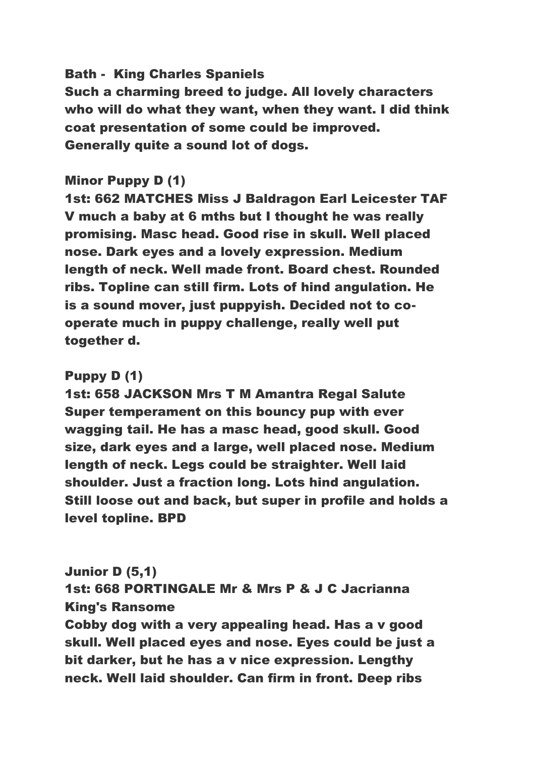**Bath - King Charles Spaniels**

**Such a charming breed to judge. All lovely characters who will do what they want, when they want. I did think coat presentation of some could be improved. Generally quite a sound lot of dogs.**

**Minor Puppy D (1)**

**1st: 662 MATCHES Miss J Baldragon Earl Leicester TAF V much a baby at 6 mths but I thought he was really promising. Masc head. Good rise in skull. Well placed nose. Dark eyes and a lovely expression. Medium length of neck. Well made front. Board chest. Rounded ribs. Topline can still firm. Lots of hind angulation. He is a sound mover, just puppyish. Decided not to co-operate much in puppy challenge, really well put together d.**

**Puppy D (1)**

**1st: 658 JACKSON Mrs T M Amantra Regal Salute Super temperament on this bouncy pup with ever wagging tail. He has a masc head, good skull. Good size, dark eyes and a large, well placed nose. Medium length of neck. Legs could be straighter. Well laid shoulder. Just a fraction long. Lots hind angulation. Still loose out and back, but super in profile and holds a level topline. BPD**

**Junior D (5,1)**

**1st: 668 PORTINGALE Mr & Mrs P & J C Jacrianna King's Ransome**

**Cobby dog with a very appealing head. Has a v good skull. Well placed eyes and nose. Eyes could be just a bit darker, but he has a v nice expression. Lengthy neck. Well laid shoulder. Can firm in front. Deep ribs**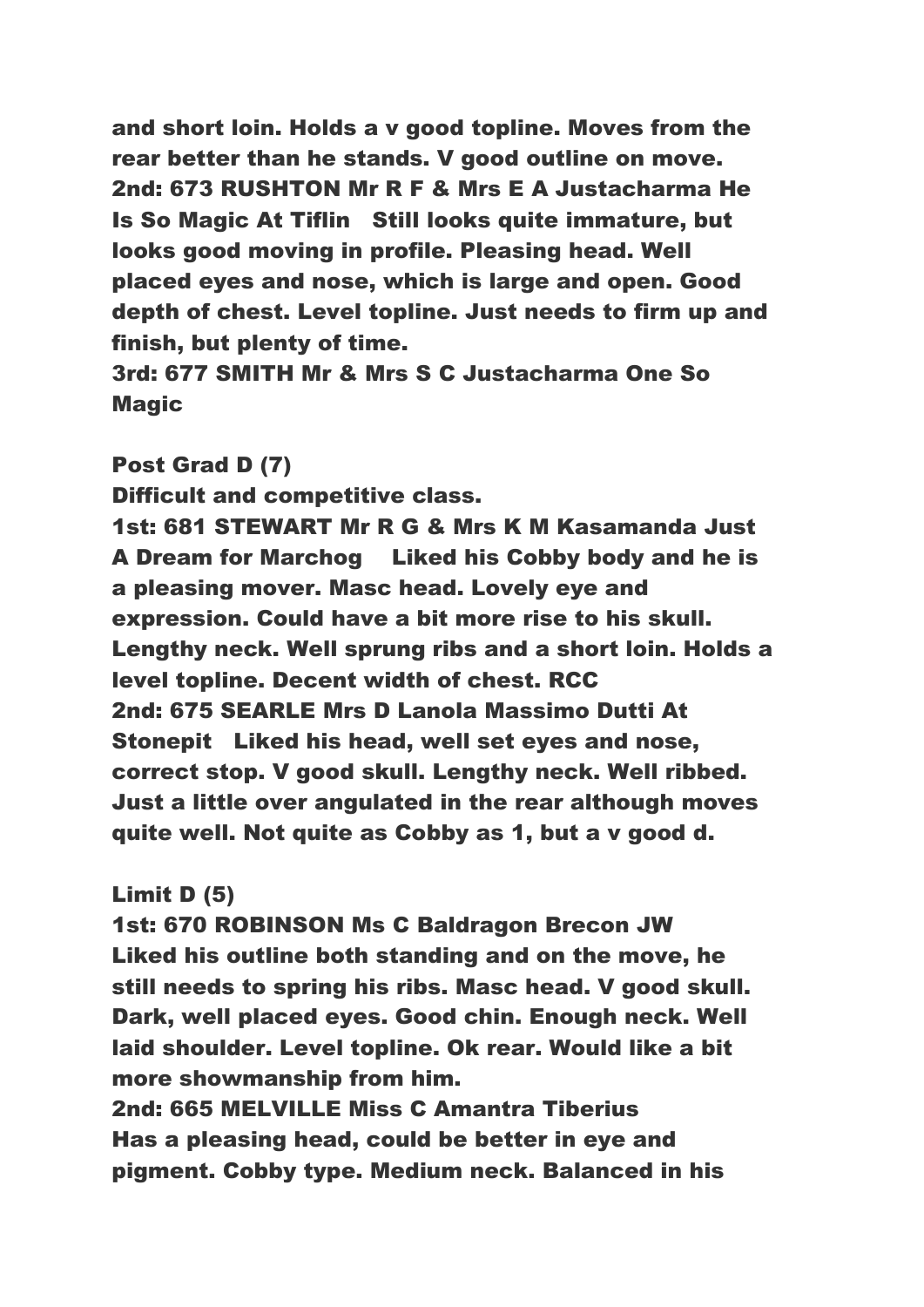**and short loin. Holds a v good topline. Moves from the rear better than he stands. V good outline on move.**
**2nd: 673 RUSHTON Mr R F & Mrs E A Justacharma He Is So Magic At Tiflin Still looks quite immature, but looks good moving in profile. Pleasing head. Well placed eyes and nose, which is large and open. Good depth of chest. Level topline. Just needs to firm up and finish, but plenty of time.**
**3rd: 677 SMITH Mr & Mrs S C Justacharma One So Magic**

**Post Grad D (7)**
**Difficult and competitive class.**
**1st: 681 STEWART Mr R G & Mrs K M Kasamanda Just A Dream for Marchog Liked his Cobby body and he is a pleasing mover. Masc head. Lovely eye and expression. Could have a bit more rise to his skull. Lengthy neck. Well sprung ribs and a short loin. Holds a level topline. Decent width of chest. RCC**
**2nd: 675 SEARLE Mrs D Lanola Massimo Dutti At Stonepit Liked his head, well set eyes and nose, correct stop. V good skull. Lengthy neck. Well ribbed. Just a little over angulated in the rear although moves quite well. Not quite as Cobby as 1, but a v good d.**

**Limit D (5)**
**1st: 670 ROBINSON Ms C Baldragon Brecon JW Liked his outline both standing and on the move, he still needs to spring his ribs. Masc head. V good skull. Dark, well placed eyes. Good chin. Enough neck. Well laid shoulder. Level topline. Ok rear. Would like a bit more showmanship from him.**
**2nd: 665 MELVILLE Miss C Amantra Tiberius Has a pleasing head, could be better in eye and pigment. Cobby type. Medium neck. Balanced in his**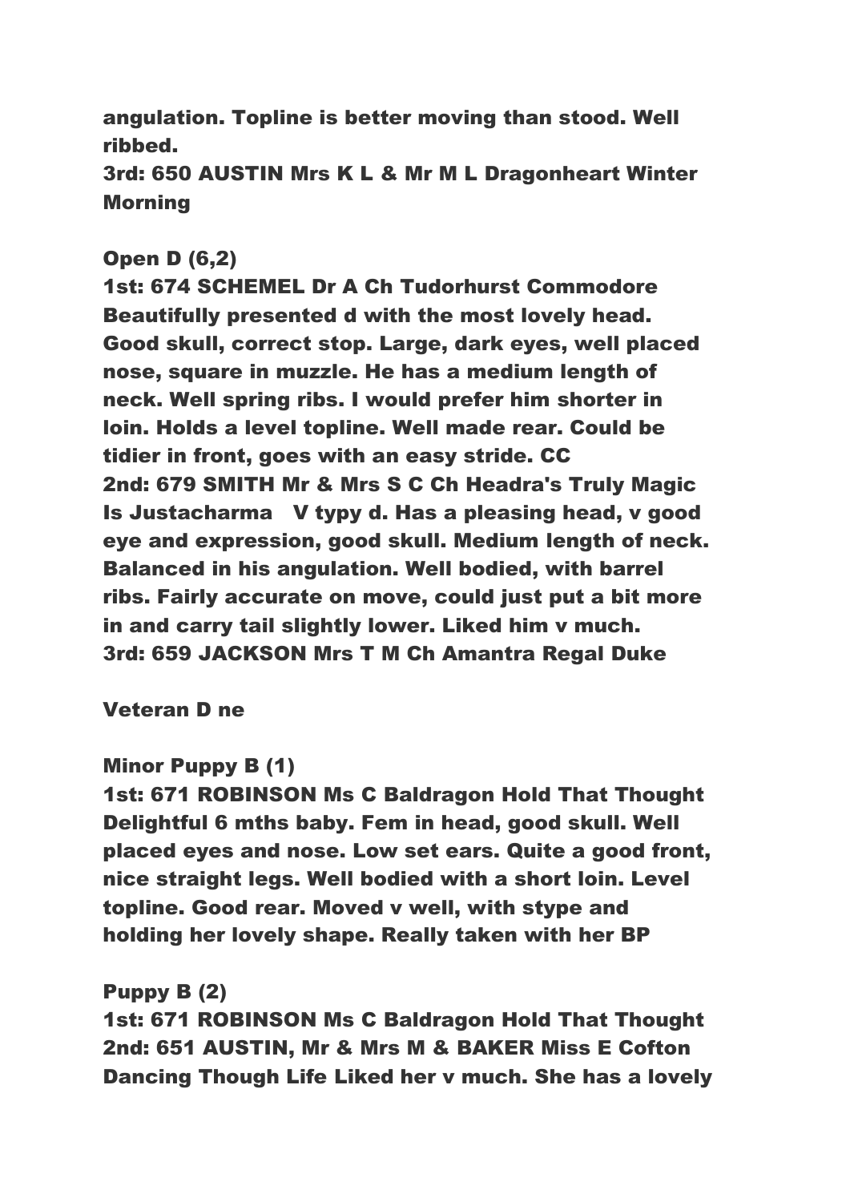**angulation. Topline is better moving than stood. Well ribbed.**
**3rd: 650 AUSTIN Mrs K L & Mr M L Dragonheart Winter Morning**

**Open D (6,2)**
**1st: 674 SCHEMEL Dr A Ch Tudorhurst Commodore Beautifully presented d with the most lovely head. Good skull, correct stop. Large, dark eyes, well placed nose, square in muzzle. He has a medium length of neck. Well spring ribs. I would prefer him shorter in loin. Holds a level topline. Well made rear. Could be tidier in front, goes with an easy stride. CC**
**2nd: 679 SMITH Mr & Mrs S C Ch Headra's Truly Magic Is Justacharma V typy d. Has a pleasing head, v good eye and expression, good skull. Medium length of neck. Balanced in his angulation. Well bodied, with barrel ribs. Fairly accurate on move, could just put a bit more in and carry tail slightly lower. Liked him v much.**
**3rd: 659 JACKSON Mrs T M Ch Amantra Regal Duke**

**Veteran D ne**

**Minor Puppy B (1)**
**1st: 671 ROBINSON Ms C Baldragon Hold That Thought Delightful 6 mths baby. Fem in head, good skull. Well placed eyes and nose. Low set ears. Quite a good front, nice straight legs. Well bodied with a short loin. Level topline. Good rear. Moved v well, with stype and holding her lovely shape. Really taken with her BP**

**Puppy B (2)**
**1st: 671 ROBINSON Ms C Baldragon Hold That Thought**
**2nd: 651 AUSTIN, Mr & Mrs M & BAKER Miss E Cofton Dancing Though Life Liked her v much. She has a lovely**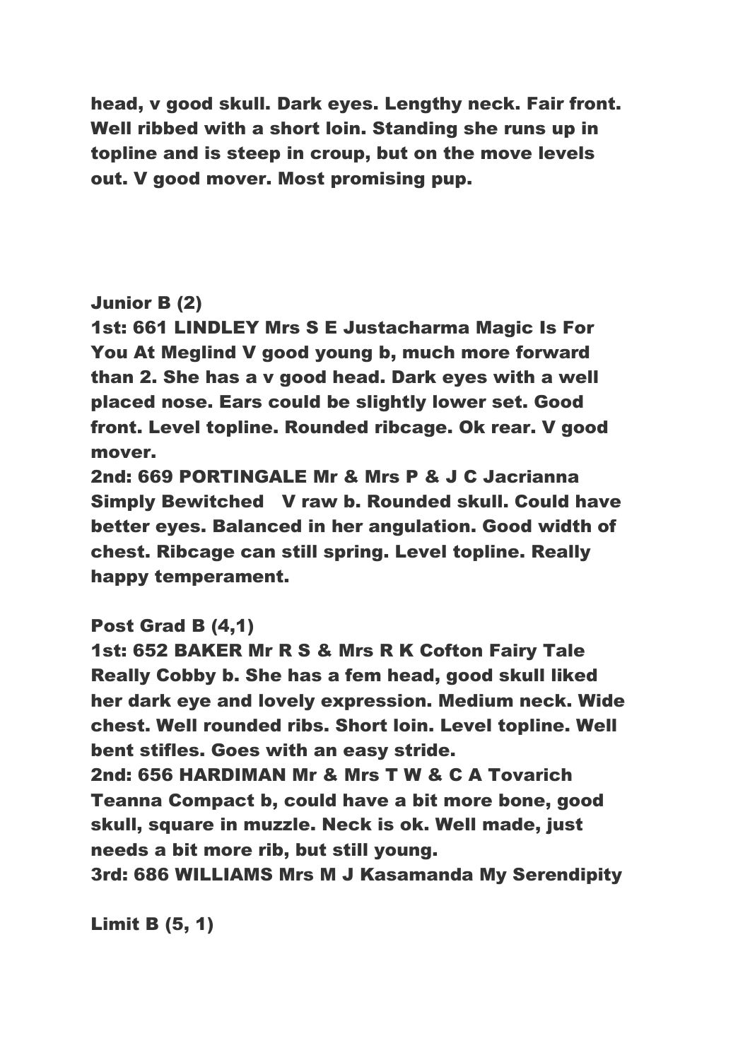**head, v good skull. Dark eyes. Lengthy neck. Fair front. Well ribbed with a short loin. Standing she runs up in topline and is steep in croup, but on the move levels out. V good mover. Most promising pup.**

**Junior B (2)**

**1st: 661 LINDLEY Mrs S E Justacharma Magic Is For You At Meglind V good young b, much more forward than 2. She has a v good head. Dark eyes with a well placed nose. Ears could be slightly lower set. Good front. Level topline. Rounded ribcage. Ok rear. V good mover.**

**2nd: 669 PORTINGALE Mr & Mrs P & J C Jacrianna Simply Bewitched V raw b. Rounded skull. Could have better eyes. Balanced in her angulation. Good width of chest. Ribcage can still spring. Level topline. Really happy temperament.**

**Post Grad B (4,1)**

**1st: 652 BAKER Mr R S & Mrs R K Cofton Fairy Tale Really Cobby b. She has a fem head, good skull liked her dark eye and lovely expression. Medium neck. Wide chest. Well rounded ribs. Short loin. Level topline. Well bent stifles. Goes with an easy stride.**

**2nd: 656 HARDIMAN Mr & Mrs T W & C A Tovarich Teanna Compact b, could have a bit more bone, good skull, square in muzzle. Neck is ok. Well made, just needs a bit more rib, but still young.**

**3rd: 686 WILLIAMS Mrs M J Kasamanda My Serendipity**

**Limit B (5, 1)**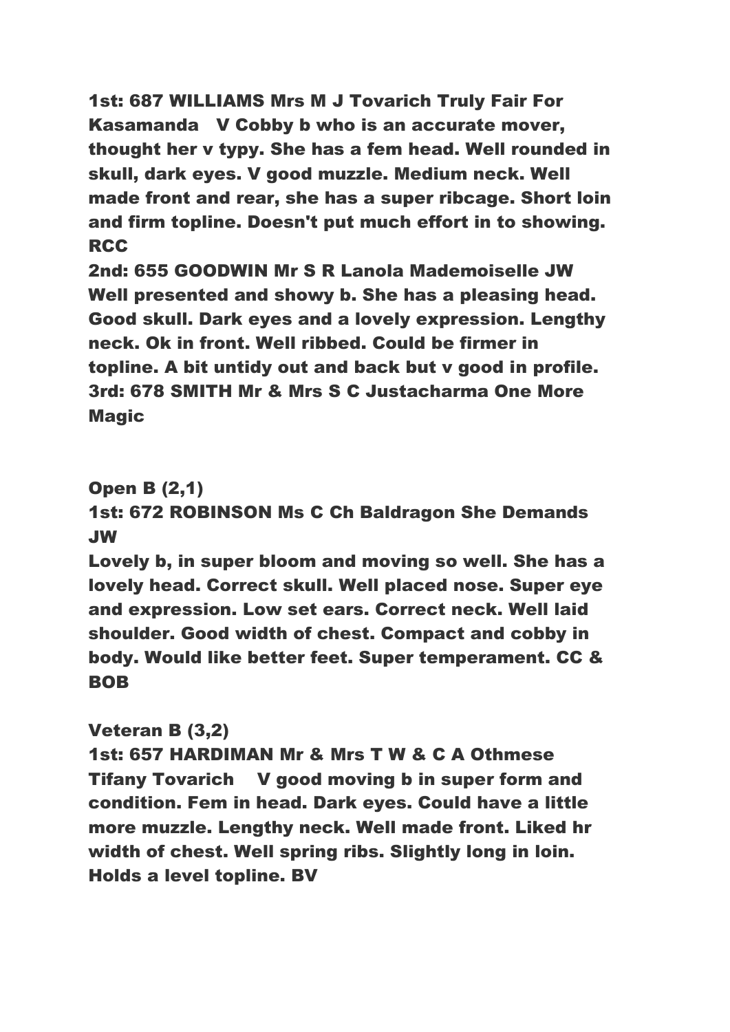**1st: 687 WILLIAMS Mrs M J Tovarich Truly Fair For Kasamanda V Cobby b who is an accurate mover, thought her v typy. She has a fem head. Well rounded in skull, dark eyes. V good muzzle. Medium neck. Well made front and rear, she has a super ribcage. Short loin and firm topline. Doesn't put much effort in to showing. RCC**

**2nd: 655 GOODWIN Mr S R Lanola Mademoiselle JW Well presented and showy b. She has a pleasing head. Good skull. Dark eyes and a lovely expression. Lengthy neck. Ok in front. Well ribbed. Could be firmer in topline. A bit untidy out and back but v good in profile.**

**3rd: 678 SMITH Mr & Mrs S C Justacharma One More Magic**

**Open B (2,1)**

**1st: 672 ROBINSON Ms C Ch Baldragon She Demands JW**

**Lovely b, in super bloom and moving so well. She has a lovely head. Correct skull. Well placed nose. Super eye and expression. Low set ears. Correct neck. Well laid shoulder. Good width of chest. Compact and cobby in body. Would like better feet. Super temperament. CC & BOB**

**Veteran B (3,2)**

**1st: 657 HARDIMAN Mr & Mrs T W & C A Othmese Tifany Tovarich V good moving b in super form and condition. Fem in head. Dark eyes. Could have a little more muzzle. Lengthy neck. Well made front. Liked hr width of chest. Well spring ribs. Slightly long in loin. Holds a level topline. BV**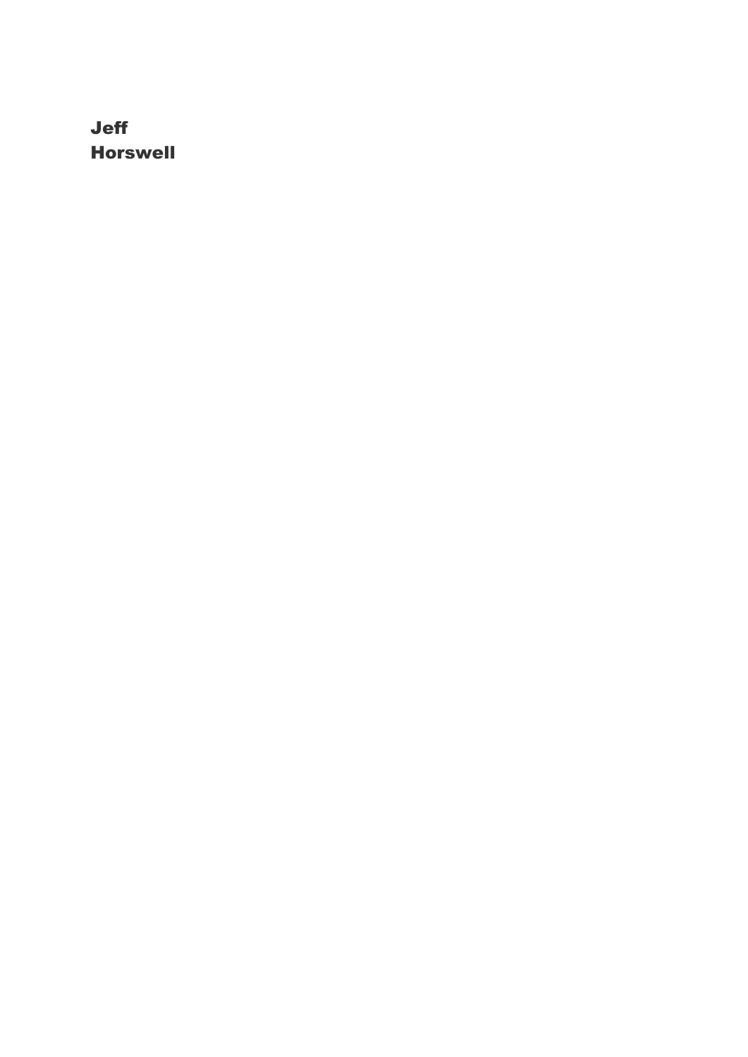**Jeff**
**Horswell**